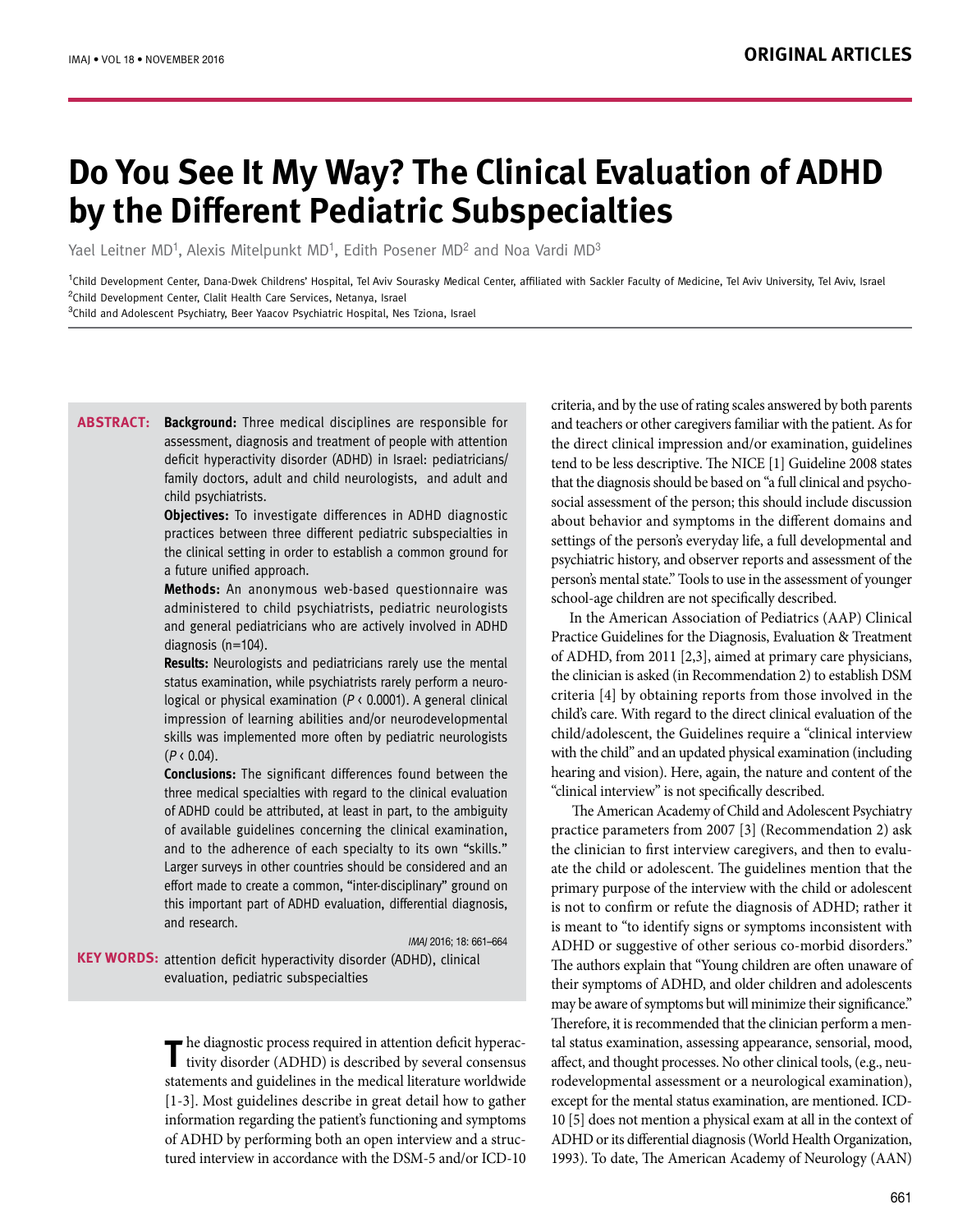# Do You See It My Way? The Clinical Evaluation of ADHD by the Different Pediatric Subspecialties

Yael Leitner MD[1], Alexis Mitelpunkt MD[1], Edith Posener MD[2] and Noa Vardi MD[3]

[1]Child Development Center, Dana-Dwek Childrens' Hospital, Tel Aviv Sourasky Medical Center, affiliated with Sackler Faculty of Medicine, Tel Aviv University, Tel Aviv, Israel
[2]Child Development Center, Clalit Health Care Services, Netanya, Israel
[3]Child and Adolescent Psychiatry, Beer Yaacov Psychiatric Hospital, Nes Tziona, Israel

**ABSTRACT:** **Background:** Three medical disciplines are responsible for assessment, diagnosis and treatment of people with attention deficit hyperactivity disorder (ADHD) in Israel: pediatricians/family doctors, adult and child neurologists, and adult and child psychiatrists.

**Objectives:** To investigate differences in ADHD diagnostic practices between three different pediatric subspecialties in the clinical setting in order to establish a common ground for a future unified approach.

**Methods:** An anonymous web-based questionnaire was administered to child psychiatrists, pediatric neurologists and general pediatricians who are actively involved in ADHD diagnosis (n=104).

**Results:** Neurologists and pediatricians rarely use the mental status examination, while psychiatrists rarely perform a neurological or physical examination ($P < 0.0001$). A general clinical impression of learning abilities and/or neurodevelopmental skills was implemented more often by pediatric neurologists ($P < 0.04$).

**Conclusions:** The significant differences found between the three medical specialties with regard to the clinical evaluation of ADHD could be attributed, at least in part, to the ambiguity of available guidelines concerning the clinical examination, and to the adherence of each specialty to its own "skills." Larger surveys in other countries should be considered and an effort made to create a common, "inter-disciplinary" ground on this important part of ADHD evaluation, differential diagnosis, and research.

*IMAJ* 2016; 18: 661–664

**KEY WORDS:** attention deficit hyperactivity disorder (ADHD), clinical evaluation, pediatric subspecialties

The diagnostic process required in attention deficit hyperactivity disorder (ADHD) is described by several consensus statements and guidelines in the medical literature worldwide [1-3]. Most guidelines describe in great detail how to gather information regarding the patient's functioning and symptoms of ADHD by performing both an open interview and a structured interview in accordance with the DSM-5 and/or ICD-10 criteria, and by the use of rating scales answered by both parents and teachers or other caregivers familiar with the patient. As for the direct clinical impression and/or examination, guidelines tend to be less descriptive. The NICE [1] Guideline 2008 states that the diagnosis should be based on "a full clinical and psychosocial assessment of the person; this should include discussion about behavior and symptoms in the different domains and settings of the person's everyday life, a full developmental and psychiatric history, and observer reports and assessment of the person's mental state." Tools to use in the assessment of younger school-age children are not specifically described.

In the American Association of Pediatrics (AAP) Clinical Practice Guidelines for the Diagnosis, Evaluation & Treatment of ADHD, from 2011 [2,3], aimed at primary care physicians, the clinician is asked (in Recommendation 2) to establish DSM criteria [4] by obtaining reports from those involved in the child's care. With regard to the direct clinical evaluation of the child/adolescent, the Guidelines require a "clinical interview with the child" and an updated physical examination (including hearing and vision). Here, again, the nature and content of the "clinical interview" is not specifically described.

The American Academy of Child and Adolescent Psychiatry practice parameters from 2007 [3] (Recommendation 2) ask the clinician to first interview caregivers, and then to evaluate the child or adolescent. The guidelines mention that the primary purpose of the interview with the child or adolescent is not to confirm or refute the diagnosis of ADHD; rather it is meant to "to identify signs or symptoms inconsistent with ADHD or suggestive of other serious co-morbid disorders." The authors explain that "Young children are often unaware of their symptoms of ADHD, and older children and adolescents may be aware of symptoms but will minimize their significance." Therefore, it is recommended that the clinician perform a mental status examination, assessing appearance, sensorial, mood, affect, and thought processes. No other clinical tools, (e.g., neurodevelopmental assessment or a neurological examination), except for the mental status examination, are mentioned. ICD-10 [5] does not mention a physical exam at all in the context of ADHD or its differential diagnosis (World Health Organization, 1993). To date, The American Academy of Neurology (AAN)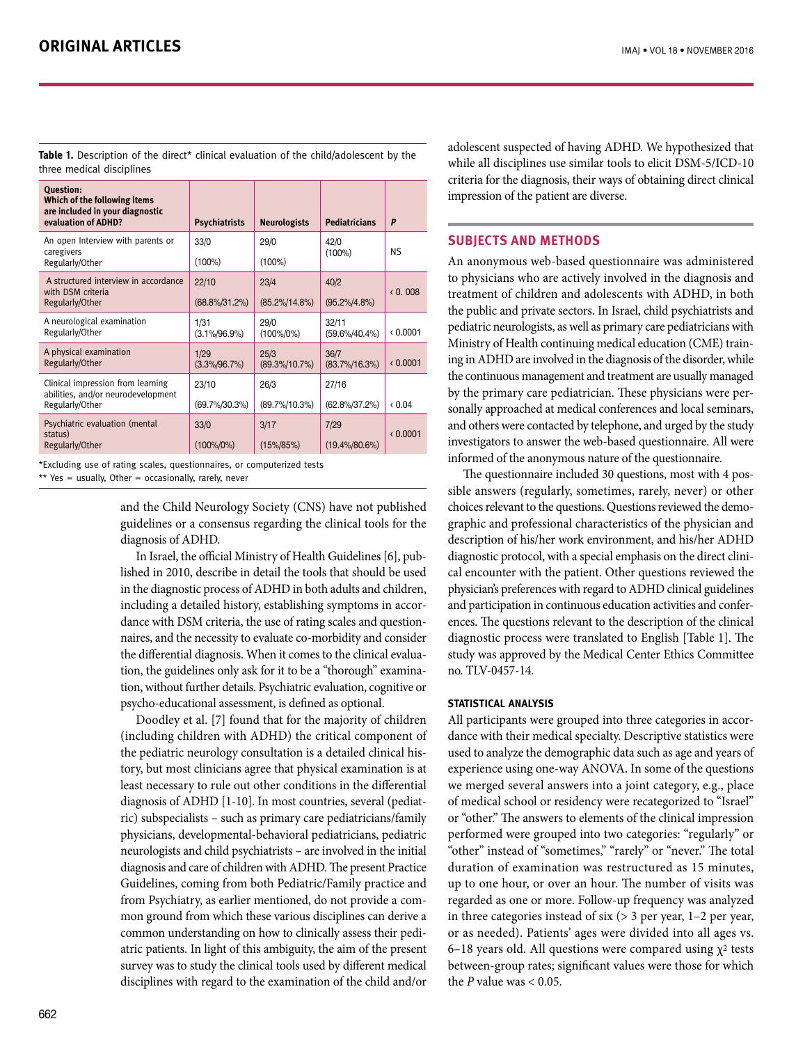**Table 1.** Description of the direct* clinical evaluation of the child/adolescent by the three medical disciplines

| Question: Which of the following items are included in your diagnostic evaluation of ADHD? | Psychiatrists | Neurologists | Pediatricians | P |
|---|---|---|---|---|
| An open Interview with parents or caregivers Regularly/Other | 33/0 (100%) | 29/0 (100%) | 42/0 (100%) | NS |
| A structured interview in accordance with DSM criteria Regularly/Other | 22/10 (68.8%/31.2%) | 23/4 (85.2%/14.8%) | 40/2 (95.2%/4.8%) | ‹ 0. 008 |
| A neurological examination Regularly/Other | 1/31 (3.1%/96.9%) | 29/0 (100%/0%) | 32/11 (59.6%/40.4%) | ‹ 0.0001 |
| A physical examination Regularly/Other | 1/29 (3.3%/96.7%) | 25/3 (89.3%/10.7%) | 36/7 (83.7%/16.3%) | ‹ 0.0001 |
| Clinical impression from learning abilities, and/or neurodevelopment Regularly/Other | 23/10 (69.7%/30.3%) | 26/3 (89.7%/10.3%) | 27/16 (62.8%/37.2%) | ‹ 0.04 |
| Psychiatric evaluation (mental status) Regularly/Other | 33/0 (100%/0%) | 3/17 (15%/85%) | 7/29 (19.4%/80.6%) | ‹ 0.0001 |

*Excluding use of rating scales, questionnaires, or computerized tests
** Yes = usually, Other = occasionally, rarely, never

and the Child Neurology Society (CNS) have not published guidelines or a consensus regarding the clinical tools for the diagnosis of ADHD.

In Israel, the official Ministry of Health Guidelines [6], published in 2010, describe in detail the tools that should be used in the diagnostic process of ADHD in both adults and children, including a detailed history, establishing symptoms in accordance with DSM criteria, the use of rating scales and questionnaires, and the necessity to evaluate co-morbidity and consider the differential diagnosis. When it comes to the clinical evaluation, the guidelines only ask for it to be a "thorough" examination, without further details. Psychiatric evaluation, cognitive or psycho-educational assessment, is defined as optional.

Doodley et al. [7] found that for the majority of children (including children with ADHD) the critical component of the pediatric neurology consultation is a detailed clinical history, but most clinicians agree that physical examination is at least necessary to rule out other conditions in the differential diagnosis of ADHD [1-10]. In most countries, several (pediatric) subspecialists – such as primary care pediatricians/family physicians, developmental-behavioral pediatricians, pediatric neurologists and child psychiatrists – are involved in the initial diagnosis and care of children with ADHD. The present Practice Guidelines, coming from both Pediatric/Family practice and from Psychiatry, as earlier mentioned, do not provide a common ground from which these various disciplines can derive a common understanding on how to clinically assess their pediatric patients. In light of this ambiguity, the aim of the present survey was to study the clinical tools used by different medical disciplines with regard to the examination of the child and/or adolescent suspected of having ADHD. We hypothesized that while all disciplines use similar tools to elicit DSM-5/ICD-10 criteria for the diagnosis, their ways of obtaining direct clinical impression of the patient are diverse.

## SUBJECTS AND METHODS

An anonymous web-based questionnaire was administered to physicians who are actively involved in the diagnosis and treatment of children and adolescents with ADHD, in both the public and private sectors. In Israel, child psychiatrists and pediatric neurologists, as well as primary care pediatricians with Ministry of Health continuing medical education (CME) training in ADHD are involved in the diagnosis of the disorder, while the continuous management and treatment are usually managed by the primary care pediatrician. These physicians were personally approached at medical conferences and local seminars, and others were contacted by telephone, and urged by the study investigators to answer the web-based questionnaire. All were informed of the anonymous nature of the questionnaire.

The questionnaire included 30 questions, most with 4 possible answers (regularly, sometimes, rarely, never) or other choices relevant to the questions. Questions reviewed the demographic and professional characteristics of the physician and description of his/her work environment, and his/her ADHD diagnostic protocol, with a special emphasis on the direct clinical encounter with the patient. Other questions reviewed the physician's preferences with regard to ADHD clinical guidelines and participation in continuous education activities and conferences. The questions relevant to the description of the clinical diagnostic process were translated to English [Table 1]. The study was approved by the Medical Center Ethics Committee no. TLV-0457-14.

### STATISTICAL ANALYSIS

All participants were grouped into three categories in accordance with their medical specialty. Descriptive statistics were used to analyze the demographic data such as age and years of experience using one-way ANOVA. In some of the questions we merged several answers into a joint category, e.g., place of medical school or residency were recategorized to "Israel" or "other." The answers to elements of the clinical impression performed were grouped into two categories: "regularly" or "other" instead of "sometimes," "rarely" or "never." The total duration of examination was restructured as 15 minutes, up to one hour, or over an hour. The number of visits was regarded as one or more. Follow-up frequency was analyzed in three categories instead of six (> 3 per year, 1–2 per year, or as needed). Patients' ages were divided into all ages vs. 6–18 years old. All questions were compared using $\chi^2$ tests between-group rates; significant values were those for which the $P$ value was $< 0.05$.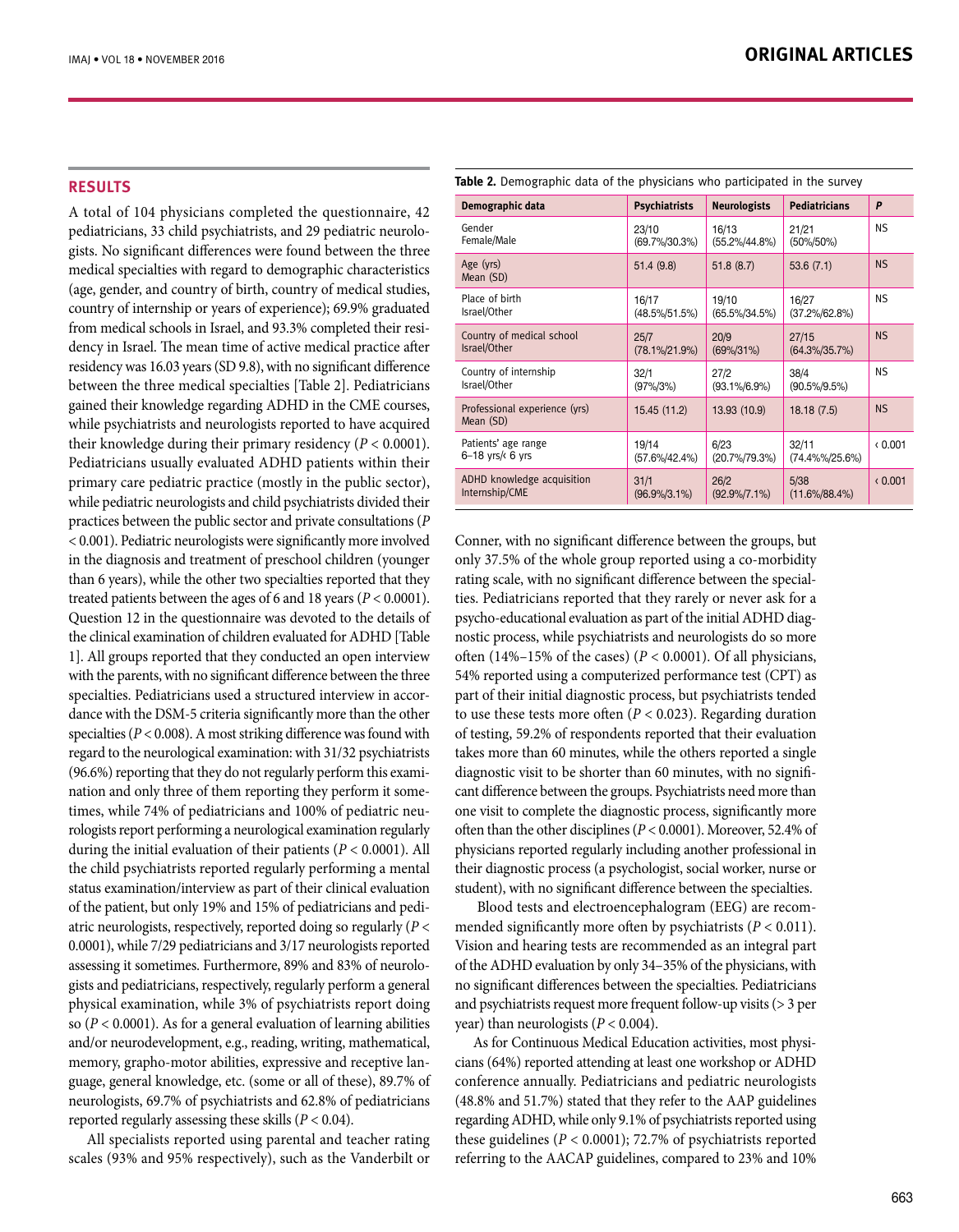## RESULTS

A total of 104 physicians completed the questionnaire, 42 pediatricians, 33 child psychiatrists, and 29 pediatric neurologists. No significant differences were found between the three medical specialties with regard to demographic characteristics (age, gender, and country of birth, country of medical studies, country of internship or years of experience); 69.9% graduated from medical schools in Israel, and 93.3% completed their residency in Israel. The mean time of active medical practice after residency was 16.03 years (SD 9.8), with no significant difference between the three medical specialties [Table 2]. Pediatricians gained their knowledge regarding ADHD in the CME courses, while psychiatrists and neurologists reported to have acquired their knowledge during their primary residency ($P < 0.0001$). Pediatricians usually evaluated ADHD patients within their primary care pediatric practice (mostly in the public sector), while pediatric neurologists and child psychiatrists divided their practices between the public sector and private consultations ($P < 0.001$). Pediatric neurologists were significantly more involved in the diagnosis and treatment of preschool children (younger than 6 years), while the other two specialties reported that they treated patients between the ages of 6 and 18 years ($P < 0.0001$). Question 12 in the questionnaire was devoted to the details of the clinical examination of children evaluated for ADHD [Table 1]. All groups reported that they conducted an open interview with the parents, with no significant difference between the three specialties. Pediatricians used a structured interview in accordance with the DSM-5 criteria significantly more than the other specialties ($P < 0.008$). A most striking difference was found with regard to the neurological examination: with 31/32 psychiatrists (96.6%) reporting that they do not regularly perform this examination and only three of them reporting they perform it sometimes, while 74% of pediatricians and 100% of pediatric neurologists report performing a neurological examination regularly during the initial evaluation of their patients ($P < 0.0001$). All the child psychiatrists reported regularly performing a mental status examination/interview as part of their clinical evaluation of the patient, but only 19% and 15% of pediatricians and pediatric neurologists, respectively, reported doing so regularly ($P < 0.0001$), while 7/29 pediatricians and 3/17 neurologists reported assessing it sometimes. Furthermore, 89% and 83% of neurologists and pediatricians, respectively, regularly perform a general physical examination, while 3% of psychiatrists report doing so ($P < 0.0001$). As for a general evaluation of learning abilities and/or neurodevelopment, e.g., reading, writing, mathematical, memory, grapho-motor abilities, expressive and receptive language, general knowledge, etc. (some or all of these), 89.7% of neurologists, 69.7% of psychiatrists and 62.8% of pediatricians reported regularly assessing these skills ($P < 0.04$).

All specialists reported using parental and teacher rating scales (93% and 95% respectively), such as the Vanderbilt or Conner, with no significant difference between the groups, but only 37.5% of the whole group reported using a co-morbidity rating scale, with no significant difference between the specialties. Pediatricians reported that they rarely or never ask for a psycho-educational evaluation as part of the initial ADHD diagnostic process, while psychiatrists and neurologists do so more often (14%–15% of the cases) ($P < 0.0001$). Of all physicians, 54% reported using a computerized performance test (CPT) as part of their initial diagnostic process, but psychiatrists tended to use these tests more often ($P < 0.023$). Regarding duration of testing, 59.2% of respondents reported that their evaluation takes more than 60 minutes, while the others reported a single diagnostic visit to be shorter than 60 minutes, with no significant difference between the groups. Psychiatrists need more than one visit to complete the diagnostic process, significantly more often than the other disciplines ($P < 0.0001$). Moreover, 52.4% of physicians reported regularly including another professional in their diagnostic process (a psychologist, social worker, nurse or student), with no significant difference between the specialties.

Blood tests and electroencephalogram (EEG) are recommended significantly more often by psychiatrists ($P < 0.011$). Vision and hearing tests are recommended as an integral part of the ADHD evaluation by only 34–35% of the physicians, with no significant differences between the specialties. Pediatricians and psychiatrists request more frequent follow-up visits (> 3 per year) than neurologists ($P < 0.004$).

As for Continuous Medical Education activities, most physicians (64%) reported attending at least one workshop or ADHD conference annually. Pediatricians and pediatric neurologists (48.8% and 51.7%) stated that they refer to the AAP guidelines regarding ADHD, while only 9.1% of psychiatrists reported using these guidelines ($P < 0.0001$); 72.7% of psychiatrists reported referring to the AACAP guidelines, compared to 23% and 10%

**Table 2.** Demographic data of the physicians who participated in the survey

| Demographic data | Psychiatrists | Neurologists | Pediatricians | P |
|---|---|---|---|---|
| Gender<br>Female/Male | 23/10<br>(69.7%/30.3%) | 16/13<br>(55.2%/44.8%) | 21/21<br>(50%/50%) | NS |
| Age (yrs)<br>Mean (SD) | 51.4 (9.8) | 51.8 (8.7) | 53.6 (7.1) | NS |
| Place of birth<br>Israel/Other | 16/17<br>(48.5%/51.5%) | 19/10<br>(65.5%/34.5%) | 16/27<br>(37.2%/62.8%) | NS |
| Country of medical school<br>Israel/Other | 25/7<br>(78.1%/21.9%) | 20/9<br>(69%/31%) | 27/15<br>(64.3%/35.7%) | NS |
| Country of internship<br>Israel/Other | 32/1<br>(97%/3%) | 27/2<br>(93.1%/6.9%) | 38/4<br>(90.5%/9.5%) | NS |
| Professional experience (yrs)<br>Mean (SD) | 15.45 (11.2) | 13.93 (10.9) | 18.18 (7.5) | NS |
| Patients' age range<br>6–18 yrs/‹ 6 yrs | 19/14<br>(57.6%/42.4%) | 6/23<br>(20.7%/79.3%) | 32/11<br>(74.4%%/25.6%) | ‹ 0.001 |
| ADHD knowledge acquisition<br>Internship/CME | 31/1<br>(96.9%/3.1%) | 26/2<br>(92.9%/7.1%) | 5/38<br>(11.6%/88.4%) | ‹ 0.001 |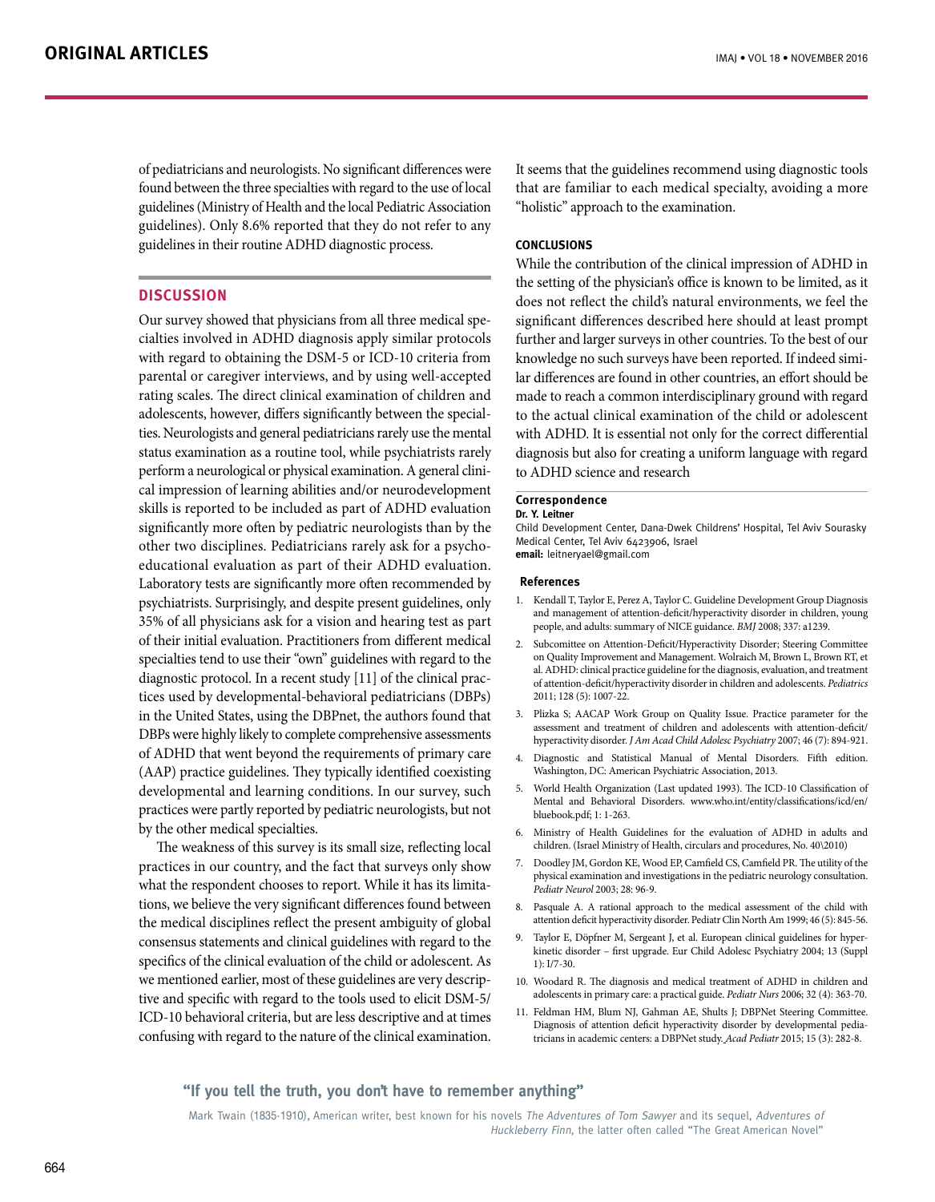of pediatricians and neurologists. No significant differences were found between the three specialties with regard to the use of local guidelines (Ministry of Health and the local Pediatric Association guidelines). Only 8.6% reported that they do not refer to any guidelines in their routine ADHD diagnostic process.

## DISCUSSION

Our survey showed that physicians from all three medical specialties involved in ADHD diagnosis apply similar protocols with regard to obtaining the DSM-5 or ICD-10 criteria from parental or caregiver interviews, and by using well-accepted rating scales. The direct clinical examination of children and adolescents, however, differs significantly between the specialties. Neurologists and general pediatricians rarely use the mental status examination as a routine tool, while psychiatrists rarely perform a neurological or physical examination. A general clinical impression of learning abilities and/or neurodevelopment skills is reported to be included as part of ADHD evaluation significantly more often by pediatric neurologists than by the other two disciplines. Pediatricians rarely ask for a psychoeducational evaluation as part of their ADHD evaluation. Laboratory tests are significantly more often recommended by psychiatrists. Surprisingly, and despite present guidelines, only 35% of all physicians ask for a vision and hearing test as part of their initial evaluation. Practitioners from different medical specialties tend to use their "own" guidelines with regard to the diagnostic protocol. In a recent study [11] of the clinical practices used by developmental-behavioral pediatricians (DBPs) in the United States, using the DBPnet, the authors found that DBPs were highly likely to complete comprehensive assessments of ADHD that went beyond the requirements of primary care (AAP) practice guidelines. They typically identified coexisting developmental and learning conditions. In our survey, such practices were partly reported by pediatric neurologists, but not by the other medical specialties.

The weakness of this survey is its small size, reflecting local practices in our country, and the fact that surveys only show what the respondent chooses to report. While it has its limitations, we believe the very significant differences found between the medical disciplines reflect the present ambiguity of global consensus statements and clinical guidelines with regard to the specifics of the clinical evaluation of the child or adolescent. As we mentioned earlier, most of these guidelines are very descriptive and specific with regard to the tools used to elicit DSM-5/ICD-10 behavioral criteria, but are less descriptive and at times confusing with regard to the nature of the clinical examination. It seems that the guidelines recommend using diagnostic tools that are familiar to each medical specialty, avoiding a more "holistic" approach to the examination.

### CONCLUSIONS

While the contribution of the clinical impression of ADHD in the setting of the physician's office is known to be limited, as it does not reflect the child's natural environments, we feel the significant differences described here should at least prompt further and larger surveys in other countries. To the best of our knowledge no such surveys have been reported. If indeed similar differences are found in other countries, an effort should be made to reach a common interdisciplinary ground with regard to the actual clinical examination of the child or adolescent with ADHD. It is essential not only for the correct differential diagnosis but also for creating a uniform language with regard to ADHD science and research

**Correspondence**

**Dr. Y. Leitner**

Child Development Center, Dana-Dwek Childrens' Hospital, Tel Aviv Sourasky Medical Center, Tel Aviv 6423906, Israel

**email:** leitneryael@gmail.com

### References

1. Kendall T, Taylor E, Perez A, Taylor C. Guideline Development Group Diagnosis and management of attention-deficit/hyperactivity disorder in children, young people, and adults: summary of NICE guidance. *BMJ* 2008; 337: a1239.
2. Subcomitee on Attention-Deficit/Hyperactivity Disorder; Steering Committee on Quality Improvement and Management. Wolraich M, Brown L, Brown RT, et al. ADHD: clinical practice guideline for the diagnosis, evaluation, and treatment of attention-deficit/hyperactivity disorder in children and adolescents. *Pediatrics* 2011; 128 (5): 1007-22.
3. Plizka S; AACAP Work Group on Quality Issue. Practice parameter for the assessment and treatment of children and adolescents with attention-deficit/hyperactivity disorder. *J Am Acad Child Adolesc Psychiatry* 2007; 46 (7): 894-921.
4. Diagnostic and Statistical Manual of Mental Disorders. Fifth edition. Washington, DC: American Psychiatric Association, 2013.
5. World Health Organization (Last updated 1993). The ICD-10 Classification of Mental and Behavioral Disorders. www.who.int/entity/classifications/icd/en/bluebook.pdf; 1: 1-263.
6. Ministry of Health Guidelines for the evaluation of ADHD in adults and children. (Israel Ministry of Health, circulars and procedures, No. 40\2010)
7. Doodley JM, Gordon KE, Wood EP, Camfield CS, Camfield PR. The utility of the physical examination and investigations in the pediatric neurology consultation. *Pediatr Neurol* 2003; 28: 96-9.
8. Pasquale A. A rational approach to the medical assessment of the child with attention deficit hyperactivity disorder. Pediatr Clin North Am 1999; 46 (5): 845-56.
9. Taylor E, Döpfner M, Sergeant J, et al. European clinical guidelines for hyperkinetic disorder – first upgrade. Eur Child Adolesc Psychiatry 2004; 13 (Suppl 1): I/7-30.
10. Woodard R. The diagnosis and medical treatment of ADHD in children and adolescents in primary care: a practical guide. *Pediatr Nurs* 2006; 32 (4): 363-70.
11. Feldman HM, Blum NJ, Gahman AE, Shults J; DBPNet Steering Committee. Diagnosis of attention deficit hyperactivity disorder by developmental pediatricians in academic centers: a DBPNet study. *Acad Pediatr* 2015; 15 (3): 282-8.

**"If you tell the truth, you don't have to remember anything"**

Mark Twain (1835-1910), American writer, best known for his novels *The Adventures of Tom Sawyer* and its sequel, *Adventures of Huckleberry Finn*, the latter often called "The Great American Novel"